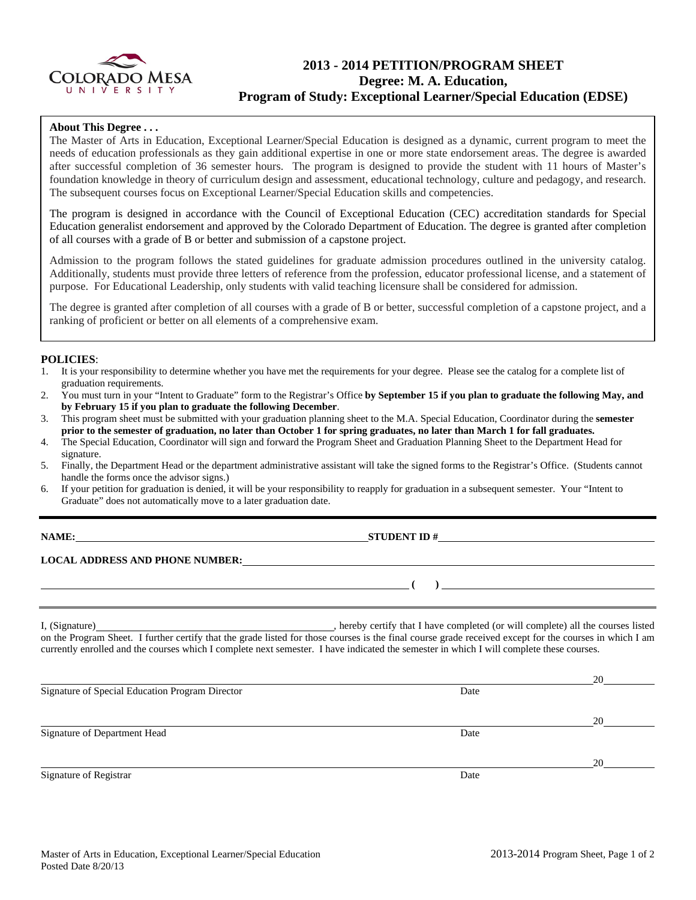# 2013 - 2014 PETITION/PROGRAM SHEET
## Degree: M. A. Education,
## Program of Study: Exceptional Learner/Special Education (EDSE)

**About This Degree . . .**

The Master of Arts in Education, Exceptional Learner/Special Education is designed as a dynamic, current program to meet the needs of education professionals as they gain additional expertise in one or more state endorsement areas. The degree is awarded after successful completion of 36 semester hours. The program is designed to provide the student with 11 hours of Master's foundation knowledge in theory of curriculum design and assessment, educational technology, culture and pedagogy, and research. The subsequent courses focus on Exceptional Learner/Special Education skills and competencies.

The program is designed in accordance with the Council of Exceptional Education (CEC) accreditation standards for Special Education generalist endorsement and approved by the Colorado Department of Education. The degree is granted after completion of all courses with a grade of B or better and submission of a capstone project.

Admission to the program follows the stated guidelines for graduate admission procedures outlined in the university catalog. Additionally, students must provide three letters of reference from the profession, educator professional license, and a statement of purpose. For Educational Leadership, only students with valid teaching licensure shall be considered for admission.

The degree is granted after completion of all courses with a grade of B or better, successful completion of a capstone project, and a ranking of proficient or better on all elements of a comprehensive exam.

**POLICIES**:

1. It is your responsibility to determine whether you have met the requirements for your degree. Please see the catalog for a complete list of graduation requirements.
2. You must turn in your "Intent to Graduate" form to the Registrar's Office **by September 15 if you plan to graduate the following May, and by February 15 if you plan to graduate the following December**.
3. This program sheet must be submitted with your graduation planning sheet to the M.A. Special Education, Coordinator during the **semester prior to the semester of graduation, no later than October 1 for spring graduates, no later than March 1 for fall graduates.**
4. The Special Education, Coordinator will sign and forward the Program Sheet and Graduation Planning Sheet to the Department Head for signature.
5. Finally, the Department Head or the department administrative assistant will take the signed forms to the Registrar's Office. (Students cannot handle the forms once the advisor signs.)
6. If your petition for graduation is denied, it will be your responsibility to reapply for graduation in a subsequent semester. Your "Intent to Graduate" does not automatically move to a later graduation date.

**NAME:** ______________________________ **STUDENT ID #** ______________________________

**LOCAL ADDRESS AND PHONE NUMBER:** ______________________________

______________________________ **( )** ______________________________

I, (Signature) ______________________________, hereby certify that I have completed (or will complete) all the courses listed on the Program Sheet. I further certify that the grade listed for those courses is the final course grade received except for the courses in which I am currently enrolled and the courses which I complete next semester. I have indicated the semester in which I will complete these courses.

______________________________ 20______
Signature of Special Education Program Director Date

______________________________ 20______
Signature of Department Head Date

______________________________ 20______
Signature of Registrar Date

Master of Arts in Education, Exceptional Learner/Special Education
Posted Date 8/20/13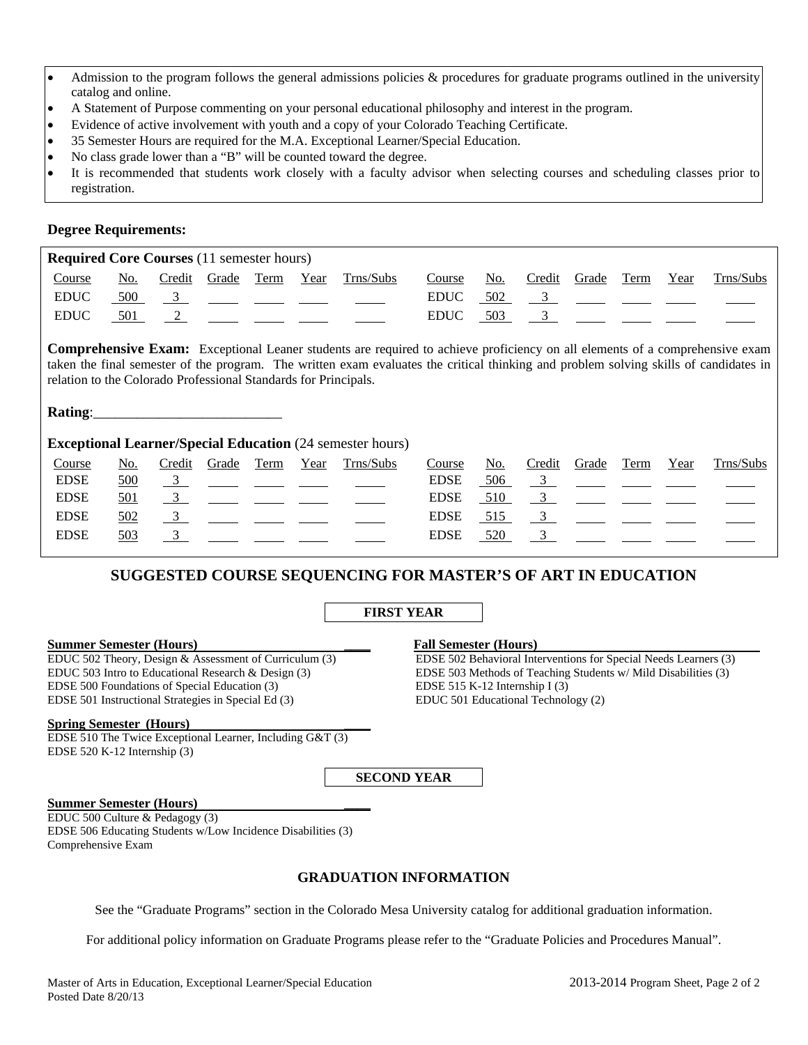- Admission to the program follows the general admissions policies & procedures for graduate programs outlined in the university catalog and online.
- A Statement of Purpose commenting on your personal educational philosophy and interest in the program.
- Evidence of active involvement with youth and a copy of your Colorado Teaching Certificate.
- 35 Semester Hours are required for the M.A. Exceptional Learner/Special Education.
- No class grade lower than a "B" will be counted toward the degree.
- It is recommended that students work closely with a faculty advisor when selecting courses and scheduling classes prior to registration.

**Degree Requirements:**

**Required Core Courses** (11 semester hours)

| Course | No. | Credit | Grade | Term | Year | Trns/Subs | Course | No. | Credit | Grade | Term | Year | Trns/Subs |
|---|---|---|---|---|---|---|---|---|---|---|---|---|---|
| EDUC | 500 | 3 | | | | | EDUC | 502 | 3 | | | | |
| EDUC | 501 | 2 | | | | | EDUC | 503 | 3 | | | | |

**Comprehensive Exam:** Exceptional Leaner students are required to achieve proficiency on all elements of a comprehensive exam taken the final semester of the program. The written exam evaluates the critical thinking and problem solving skills of candidates in relation to the Colorado Professional Standards for Principals.

**Rating**:___________________________

**Exceptional Learner/Special Education** (24 semester hours)

| Course | No. | Credit | Grade | Term | Year | Trns/Subs | Course | No. | Credit | Grade | Term | Year | Trns/Subs |
|---|---|---|---|---|---|---|---|---|---|---|---|---|---|
| EDSE | 500 | 3 | | | | | EDSE | 506 | 3 | | | | |
| EDSE | 501 | 3 | | | | | EDSE | 510 | 3 | | | | |
| EDSE | 502 | 3 | | | | | EDSE | 515 | 3 | | | | |
| EDSE | 503 | 3 | | | | | EDSE | 520 | 3 | | | | |

## SUGGESTED COURSE SEQUENCING FOR MASTER'S OF ART IN EDUCATION

### FIRST YEAR

**Summer Semester (Hours)**

EDUC 502 Theory, Design & Assessment of Curriculum (3)
EDUC 503 Intro to Educational Research & Design (3)
EDSE 500 Foundations of Special Education (3)
EDSE 501 Instructional Strategies in Special Ed (3)

**Fall Semester (Hours)**

EDSE 502 Behavioral Interventions for Special Needs Learners (3)
EDSE 503 Methods of Teaching Students w/ Mild Disabilities (3)
EDSE 515 K-12 Internship I (3)
EDUC 501 Educational Technology (2)

**Spring Semester (Hours)**

EDSE 510 The Twice Exceptional Learner, Including G&T (3)
EDSE 520 K-12 Internship (3)

### SECOND YEAR

**Summer Semester (Hours)**

EDUC 500 Culture & Pedagogy (3)
EDSE 506 Educating Students w/Low Incidence Disabilities (3)
Comprehensive Exam

## GRADUATION INFORMATION

See the "Graduate Programs" section in the Colorado Mesa University catalog for additional graduation information.

For additional policy information on Graduate Programs please refer to the "Graduate Policies and Procedures Manual".

Master of Arts in Education, Exceptional Learner/Special Education
Posted Date 8/20/13

2013-2014 Program Sheet